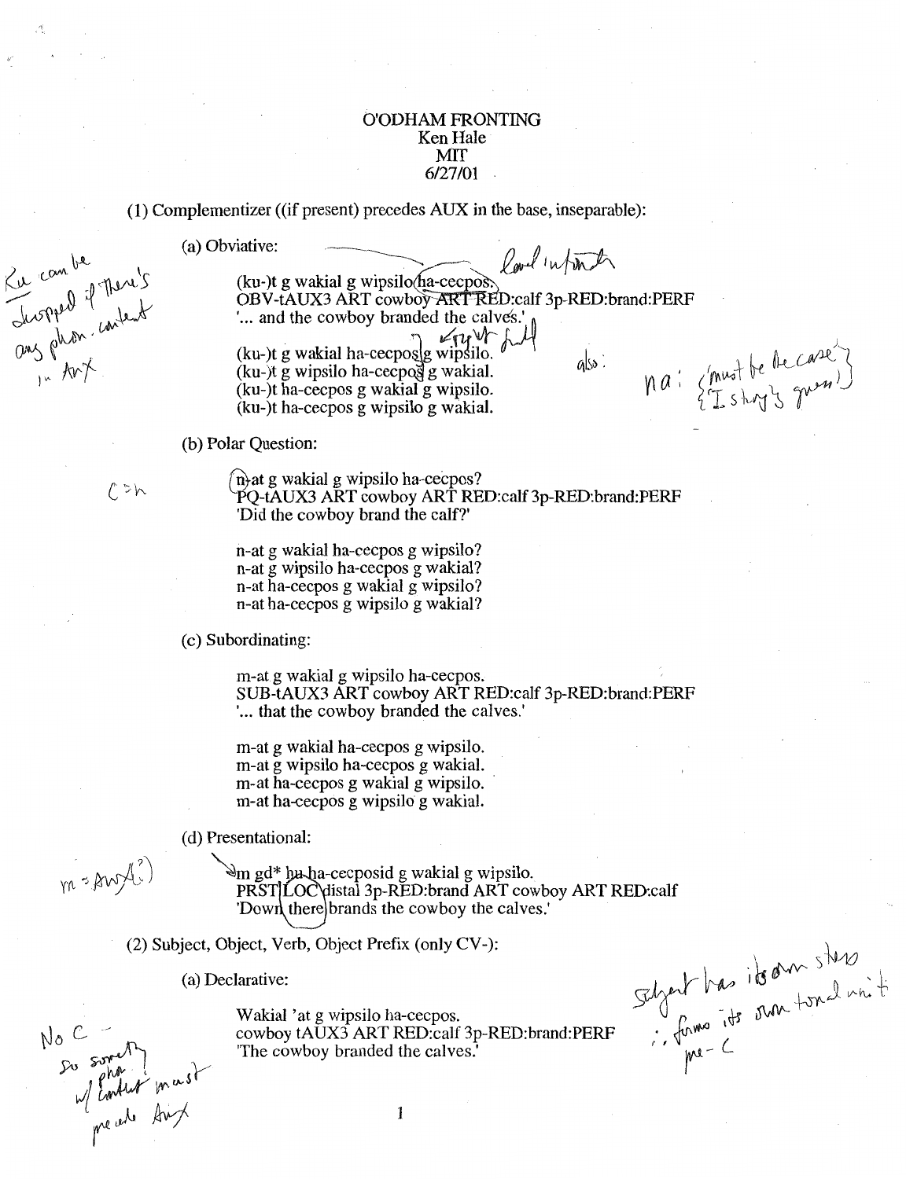# O'ODHAM FRONTING

Ken Hale
MIT
6/27/01

(1) Complementizer ((if present) precedes AUX in the base, inseparable):

(a) Obviative:

(ku-)t g wakial g wipsilo ha-cecpos.
OBV-tAUX3 ART cowboy ART RED:calf 3p-RED:brand:PERF
'... and the cowboy branded the calves.'

(ku-)t g wakial ha-cecpos g wipsilo.
(ku-)t g wipsilo ha-cecpos g wakial.
(ku-)t ha-cecpos g wakial g wipsilo.
(ku-)t ha-cecpos g wipsilo g wakial.

(b) Polar Question:

n-at g wakial g wipsilo ha-cecpos?
PQ-tAUX3 ART cowboy ART RED:calf 3p-RED:brand:PERF
'Did the cowboy brand the calf?'

n-at g wakial ha-cecpos g wipsilo?
n-at g wipsilo ha-cecpos g wakial?
n-at ha-cecpos g wakial g wipsilo?
n-at ha-cecpos g wipsilo g wakial?

(c) Subordinating:

m-at g wakial g wipsilo ha-cecpos.
SUB-tAUX3 ART cowboy ART RED:calf 3p-RED:brand:PERF
'... that the cowboy branded the calves.'

m-at g wakial ha-cecpos g wipsilo.
m-at g wipsilo ha-cecpos g wakial.
m-at ha-cecpos g wakial g wipsilo.
m-at ha-cecpos g wipsilo g wakial.

(d) Presentational:

m gd* hu ha-cecposid g wakial g wipsilo.
PRST LOC distal 3p-RED:brand ART cowboy ART RED:calf
'Down there brands the cowboy the calves.'

(2) Subject, Object, Verb, Object Prefix (only CV-):

(a) Declarative:

Wakial 'at g wipsilo ha-cecpos.
cowboy tAUX3 ART RED:calf 3p-RED:brand:PERF
'The cowboy branded the calves.'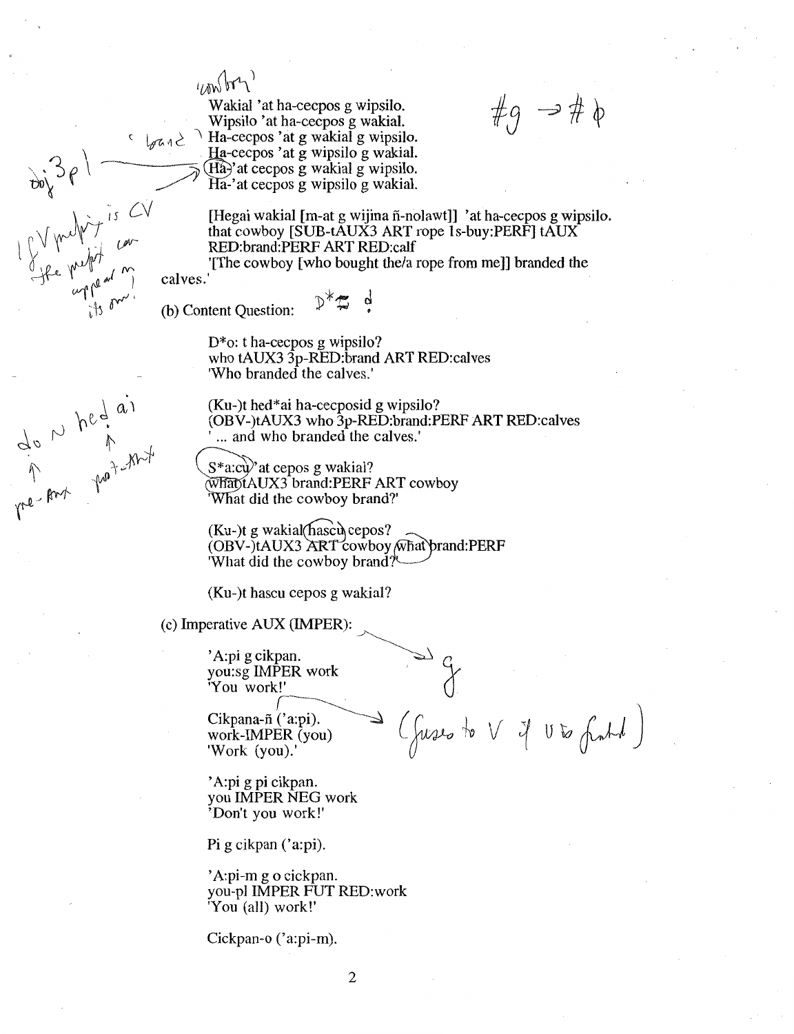'cowboy'

Wakial 'at ha-cecpos g wipsilo.
Wipsilo 'at ha-cecpos g wakial.
'brand' Ha-cecpos 'at g wakial g wipsilo.
Ha-cecpos 'at g wipsilo g wakial.
Ha-'at cecpos g wakial g wipsilo.
Ha-'at cecpos g wipsilo g wakial.

#g → #ϕ

obj 3pl

If CV prefix is CV the prefix can appear on its own!

[Hegai wakial [m-at g wijina ñ-nolawt]] 'at ha-cecpos g wipsilo.
that cowboy [SUB-tAUX3 ART rope 1s-buy:PERF] tAUX RED:brand:PERF ART RED:calf
'[The cowboy [who bought the/a rope from me]] branded the calves.'

(b) Content Question: D* → d

D*o: t ha-cecpos g wipsilo?
who tAUX3 3p-RED:brand ART RED:calves
'Who branded the calves.'

(Ku-)t hed*ai ha-cecposid g wipsilo?
(OBV-)tAUX3 who 3p-RED:brand:PERF ART RED:calves
'... and who branded the calves.'

do ~ hed ai
pre-AUX post-AUX

S*a:cu 'at cepos g wakial?
what tAUX3 brand:PERF ART cowboy
'What did the cowboy brand?'

(Ku-)t g wakial hascu cepos?
(OBV-)tAUX3 ART cowboy what brand:PERF
'What did the cowboy brand?'

(Ku-)t hascu cepos g wakial?

(c) Imperative AUX (IMPER):

'A:pi g cikpan.
you:sg IMPER work
'You work!'

Cikpana-ñ ('a:pi).
work-IMPER (you)
'Work (you).'

g (fuses to V if V is fronted)

'A:pi g pi cikpan.
you IMPER NEG work
'Don't you work!'

Pi g cikpan ('a:pi).

'A:pi-m g o cickpan.
you-pl IMPER FUT RED:work
'You (all) work!'

Cickpan-o ('a:pi-m).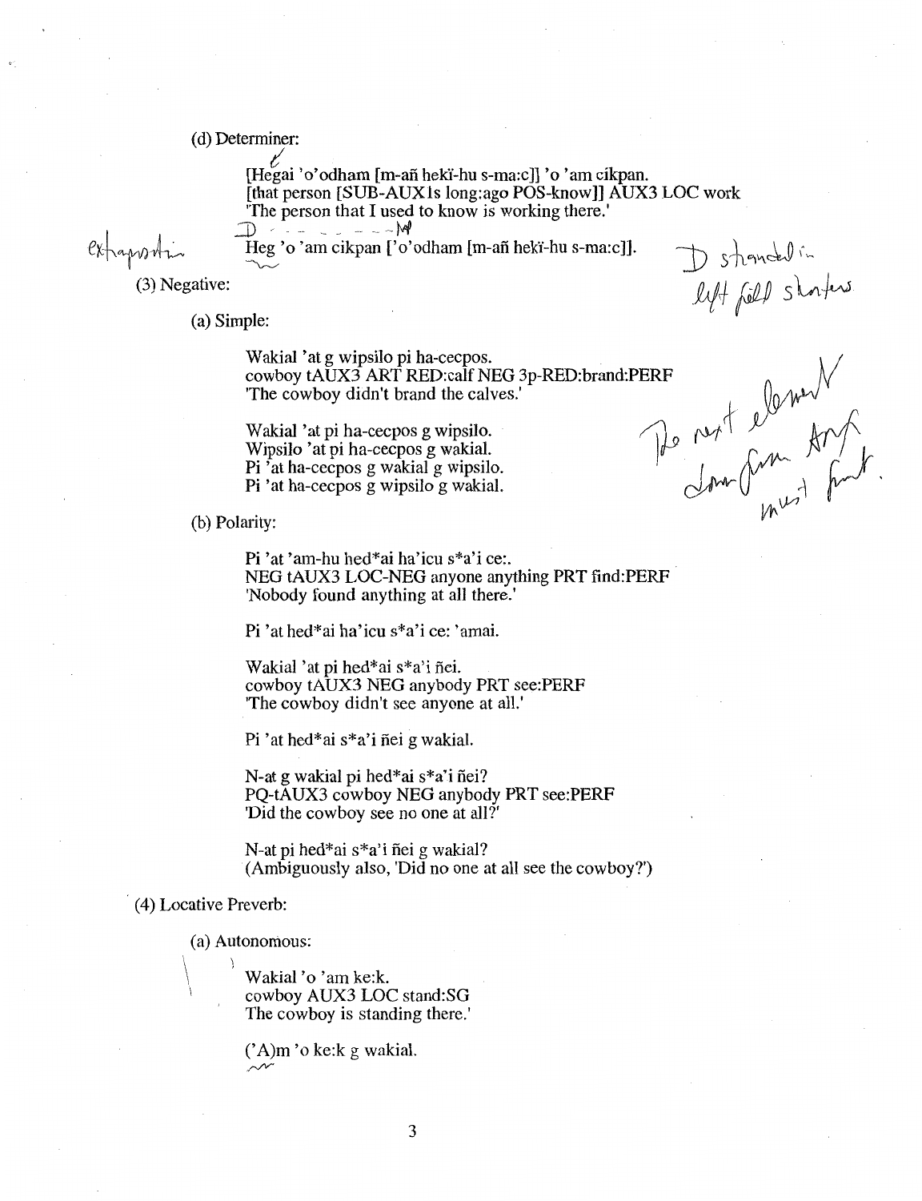(d) Determiner:

[Hegai 'o'odham [m-añ hekĭ-hu s-ma:c]] 'o 'am cikpan.
[that person [SUB-AUX1s long:ago POS-know]] AUX3 LOC work
'The person that I used to know is working there.'

extraposition

Heg 'o 'am cikpan ['o'odham [m-añ hekĭ-hu s-ma:c]].

D stranded in left field starters

(3) Negative:

(a) Simple:

Wakial 'at g wipsilo pi ha-cecpos.
cowboy tAUX3 ART RED:calf NEG 3p-RED:brand:PERF
'The cowboy didn't brand the calves.'

Wakial 'at pi ha-cecpos g wipsilo.
Wipsilo 'at pi ha-cecpos g wakial.
Pi 'at ha-cecpos g wakial g wipsilo.
Pi 'at ha-cecpos g wipsilo g wakial.

The next element down from Aux must front.

(b) Polarity:

Pi 'at 'am-hu hed*ai ha'icu s*a'i ce:.
NEG tAUX3 LOC-NEG anyone anything PRT find:PERF
'Nobody found anything at all there.'

Pi 'at hed*ai ha'icu s*a'i ce: 'amai.

Wakial 'at pi hed*ai s*a'i ñei.
cowboy tAUX3 NEG anybody PRT see:PERF
'The cowboy didn't see anyone at all.'

Pi 'at hed*ai s*a'i ñei g wakial.

N-at g wakial pi hed*ai s*a'i ñei?
PQ-tAUX3 cowboy NEG anybody PRT see:PERF
'Did the cowboy see no one at all?'

N-at pi hed*ai s*a'i ñei g wakial?
(Ambiguously also, 'Did no one at all see the cowboy?')

(4) Locative Preverb:

(a) Autonomous:

Wakial 'o 'am ke:k.
cowboy AUX3 LOC stand:SG
The cowboy is standing there.'

('A)m 'o ke:k g wakial.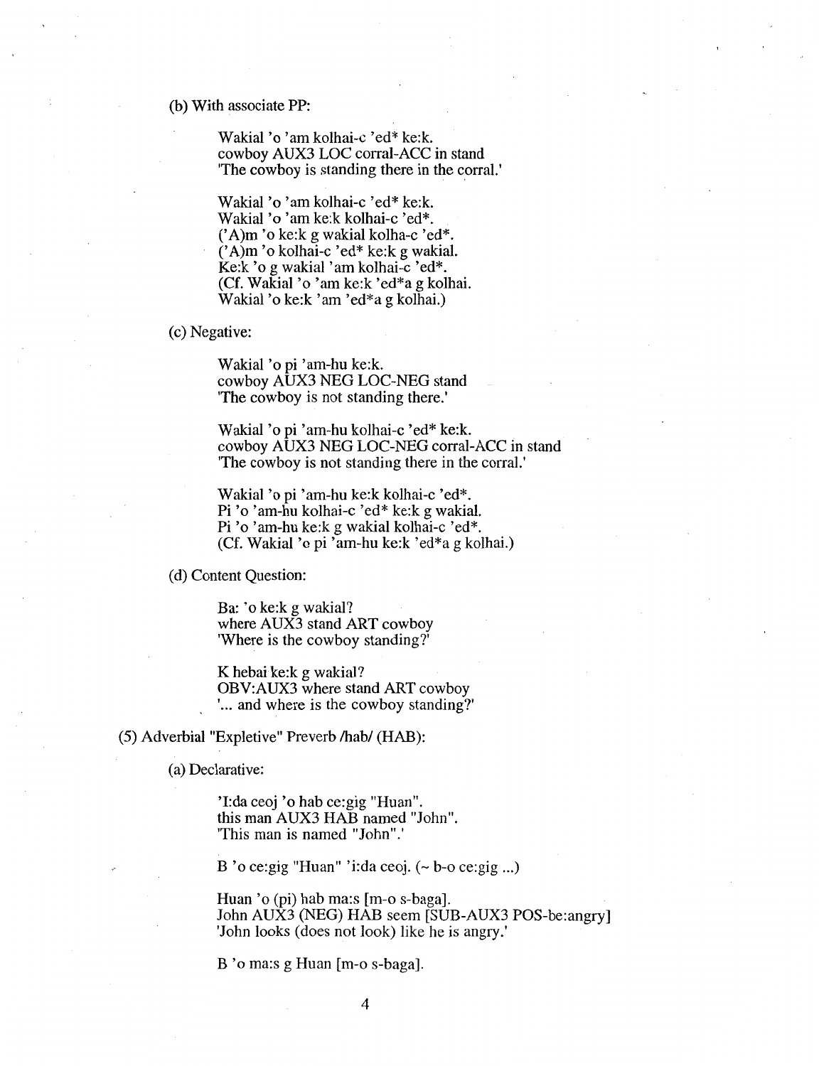(b) With associate PP:

> Wakial 'o 'am kolhai-c 'ed* ke:k.
> cowboy AUX3 LOC corral-ACC in stand
> 'The cowboy is standing there in the corral.'

> Wakial 'o 'am kolhai-c 'ed* ke:k.
> Wakial 'o 'am ke:k kolhai-c 'ed*.
> ('A)m 'o ke:k g wakial kolha-c 'ed*.
> ('A)m 'o kolhai-c 'ed* ke:k g wakial.
> Ke:k 'o g wakial 'am kolhai-c 'ed*.
> (Cf. Wakial 'o 'am ke:k 'ed*a g kolhai.
> Wakial 'o ke:k 'am 'ed*a g kolhai.)

(c) Negative:

> Wakial 'o pi 'am-hu ke:k.
> cowboy AUX3 NEG LOC-NEG stand
> 'The cowboy is not standing there.'

> Wakial 'o pi 'am-hu kolhai-c 'ed* ke:k.
> cowboy AUX3 NEG LOC-NEG corral-ACC in stand
> 'The cowboy is not standing there in the corral.'

> Wakial 'o pi 'am-hu ke:k kolhai-c 'ed*.
> Pi 'o 'am-hu kolhai-c 'ed* ke:k g wakial.
> Pi 'o 'am-hu ke:k g wakial kolhai-c 'ed*.
> (Cf. Wakial 'o pi 'am-hu ke:k 'ed*a g kolhai.)

(d) Content Question:

> Ba: 'o ke:k g wakial?
> where AUX3 stand ART cowboy
> 'Where is the cowboy standing?'

> K hebai ke:k g wakial?
> OBV:AUX3 where stand ART cowboy
> '... and where is the cowboy standing?'

(5) Adverbial "Expletive" Preverb /hab/ (HAB):

(a) Declarative:

> 'I:da ceoj 'o hab ce:gig "Huan".
> this man AUX3 HAB named "John".
> 'This man is named "John".'

> B 'o ce:gig "Huan" 'i:da ceoj. (~ b-o ce:gig ...)

> Huan 'o (pi) hab ma:s [m-o s-baga].
> John AUX3 (NEG) HAB seem [SUB-AUX3 POS-be:angry]
> 'John looks (does not look) like he is angry.'

> B 'o ma:s g Huan [m-o s-baga].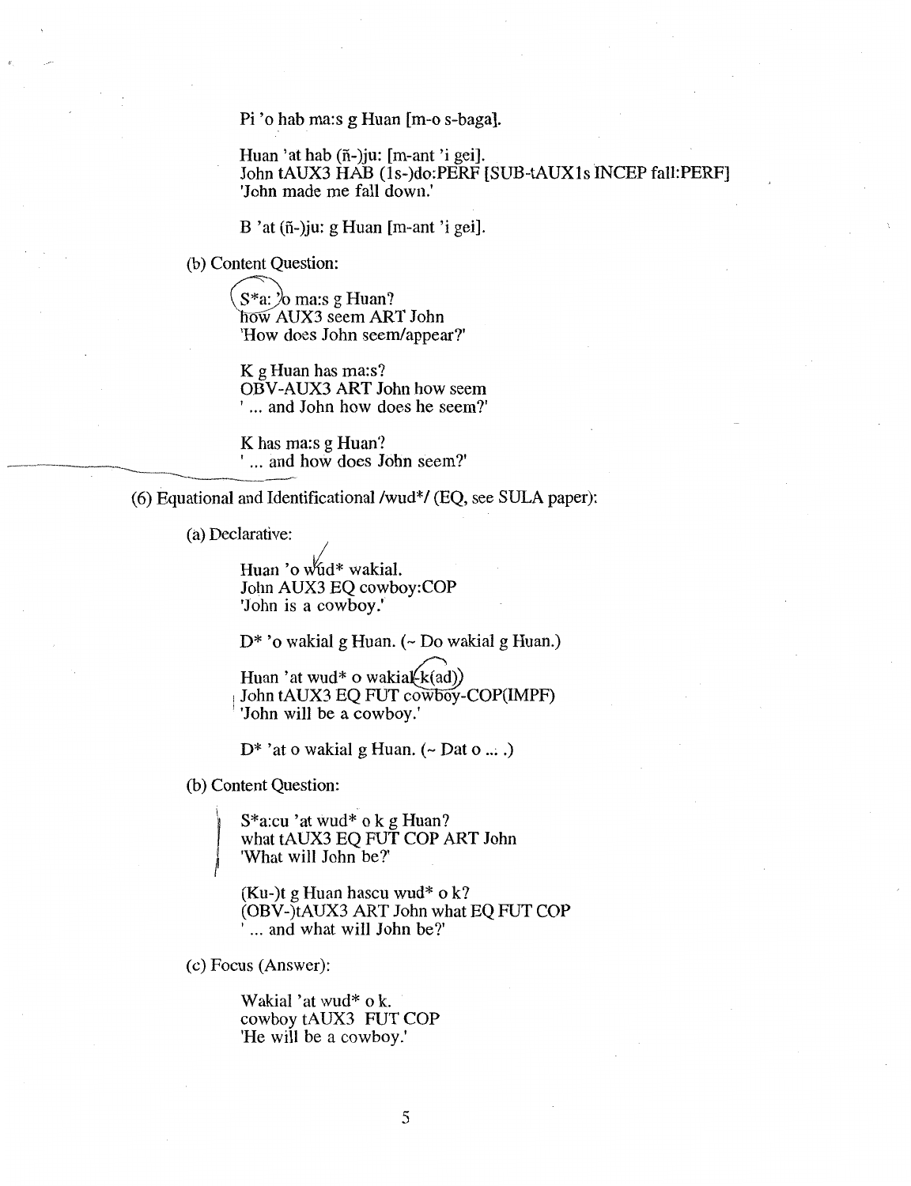Pi 'o hab ma:s g Huan [m-o s-baga].

Huan 'at hab (ñ-)ju: [m-ant 'i gei].
John tAUX3 HAB (1s-)do:PERF [SUB-tAUX1s INCEP fall:PERF]
'John made me fall down.'

B 'at (ñ-)ju: g Huan [m-ant 'i gei].

(b) Content Question:

S*a: 'o ma:s g Huan?
how AUX3 seem ART John
'How does John seem/appear?'

K g Huan has ma:s?
OBV-AUX3 ART John how seem
' ... and John how does he seem?'

K has ma:s g Huan?
' ... and how does John seem?'

(6) Equational and Identificational /wud*/ (EQ, see SULA paper):

(a) Declarative:

Huan 'o wud* wakial.
John AUX3 EQ cowboy:COP
'John is a cowboy.'

D* 'o wakial g Huan. (~ Do wakial g Huan.)

Huan 'at wud* o wakial-k(ad)
John tAUX3 EQ FUT cowboy-COP(IMPF)
'John will be a cowboy.'

D* 'at o wakial g Huan. (~ Dat o ... .)

(b) Content Question:

S*a:cu 'at wud* o k g Huan?
what tAUX3 EQ FUT COP ART John
'What will John be?'

(Ku-)t g Huan hascu wud* o k?
(OBV-)tAUX3 ART John what EQ FUT COP
' ... and what will John be?'

(c) Focus (Answer):

Wakial 'at wud* o k.
cowboy tAUX3 FUT COP
'He will be a cowboy.'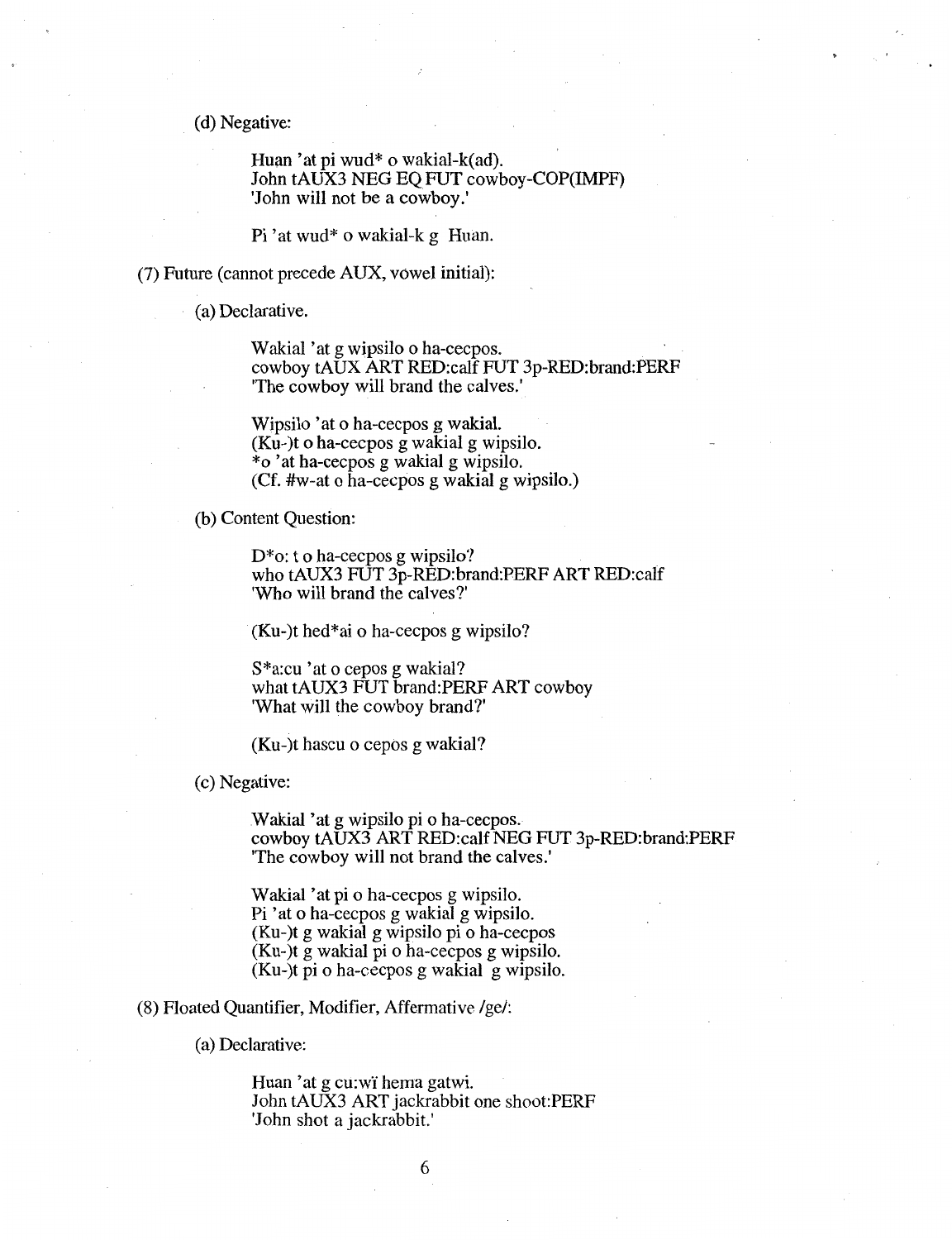(d) Negative:

> Huan 'at pi wud* o wakial-k(ad).
> John tAUX3 NEG EQ FUT cowboy-COP(IMPF)
> 'John will not be a cowboy.'
>
> Pi 'at wud* o wakial-k g Huan.

(7) Future (cannot precede AUX, vowel initial):

(a) Declarative.

> Wakial 'at g wipsilo o ha-cecpos.
> cowboy tAUX ART RED:calf FUT 3p-RED:brand:PERF
> 'The cowboy will brand the calves.'
>
> Wipsilo 'at o ha-cecpos g wakial.
> (Ku-)t o ha-cecpos g wakial g wipsilo.
> *o 'at ha-cecpos g wakial g wipsilo.
> (Cf. #w-at o ha-cecpos g wakial g wipsilo.)

(b) Content Question:

> D*o: t o ha-cecpos g wipsilo?
> who tAUX3 FUT 3p-RED:brand:PERF ART RED:calf
> 'Who will brand the calves?'
>
> (Ku-)t hed*ai o ha-cecpos g wipsilo?
>
> S*a:cu 'at o cepos g wakial?
> what tAUX3 FUT brand:PERF ART cowboy
> 'What will the cowboy brand?'
>
> (Ku-)t hascu o cepos g wakial?

(c) Negative:

> Wakial 'at g wipsilo pi o ha-cecpos.
> cowboy tAUX3 ART RED:calf NEG FUT 3p-RED:brand:PERF
> 'The cowboy will not brand the calves.'
>
> Wakial 'at pi o ha-cecpos g wipsilo.
> Pi 'at o ha-cecpos g wakial g wipsilo.
> (Ku-)t g wakial g wipsilo pi o ha-cecpos
> (Ku-)t g wakial pi o ha-cecpos g wipsilo.
> (Ku-)t pi o ha-cecpos g wakial g wipsilo.

(8) Floated Quantifier, Modifier, Affermative /ge/:

(a) Declarative:

> Huan 'at g cu:wï hema gatwi.
> John tAUX3 ART jackrabbit one shoot:PERF
> 'John shot a jackrabbit.'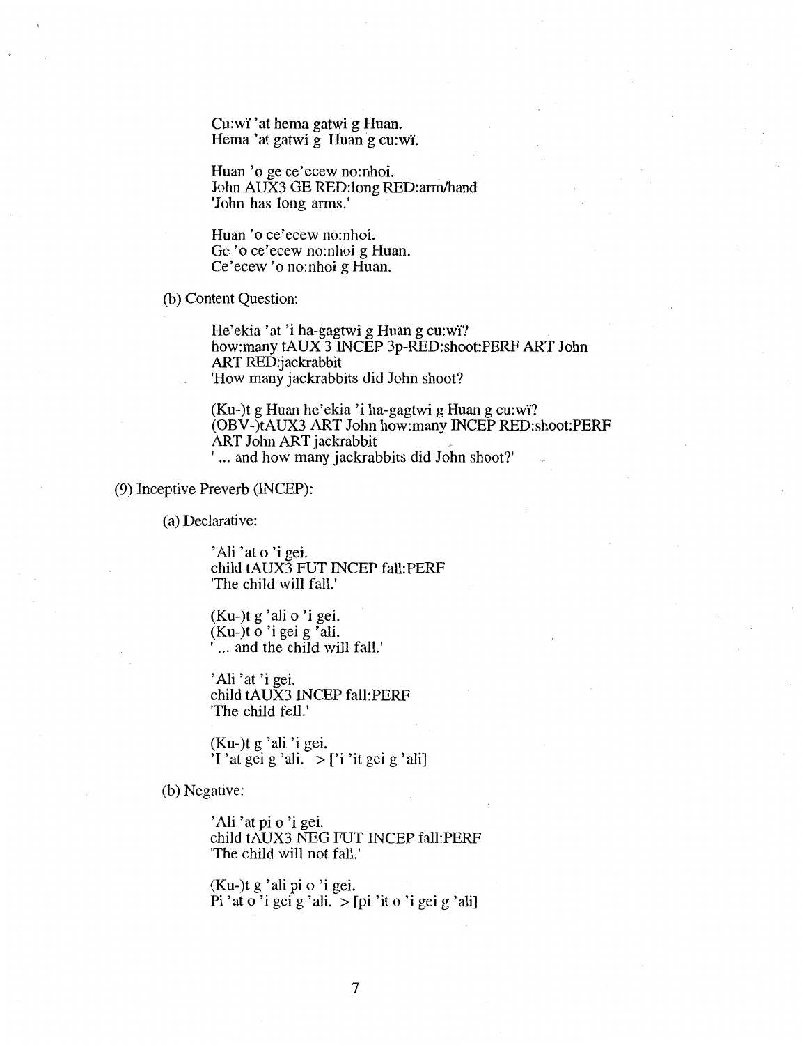Cu:wi 'at hema gatwi g Huan.
Hema 'at gatwi g Huan g cu:wi.

Huan 'o ge ce'ecew no:nhoi.
John AUX3 GE RED:long RED:arm/hand
'John has long arms.'

Huan 'o ce'ecew no:nhoi.
Ge 'o ce'ecew no:nhoi g Huan.
Ce'ecew 'o no:nhoi g Huan.

(b) Content Question:

He'ekia 'at 'i ha-gagtwi g Huan g cu:wi?
how:many tAUX 3 INCEP 3p-RED:shoot:PERF ART John ART RED:jackrabbit
'How many jackrabbits did John shoot?

(Ku-)t g Huan he'ekia 'i ha-gagtwi g Huan g cu:wi?
(OBV-)tAUX3 ART John how:many INCEP RED:shoot:PERF ART John ART jackrabbit
' ... and how many jackrabbits did John shoot?'

(9) Inceptive Preverb (INCEP):

(a) Declarative:

'Ali 'at o 'i gei.
child tAUX3 FUT INCEP fall:PERF
'The child will fall.'

(Ku-)t g 'ali o 'i gei.
(Ku-)t o 'i gei g 'ali.
' ... and the child will fall.'

'Ali 'at 'i gei.
child tAUX3 INCEP fall:PERF
'The child fell.'

(Ku-)t g 'ali 'i gei.
'I 'at gei g 'ali. > ['i 'it gei g 'ali]

(b) Negative:

'Ali 'at pi o 'i gei.
child tAUX3 NEG FUT INCEP fall:PERF
'The child will not fall.'

(Ku-)t g 'ali pi o 'i gei.
Pi 'at o 'i gei g 'ali. > [pi 'it o 'i gei g 'ali]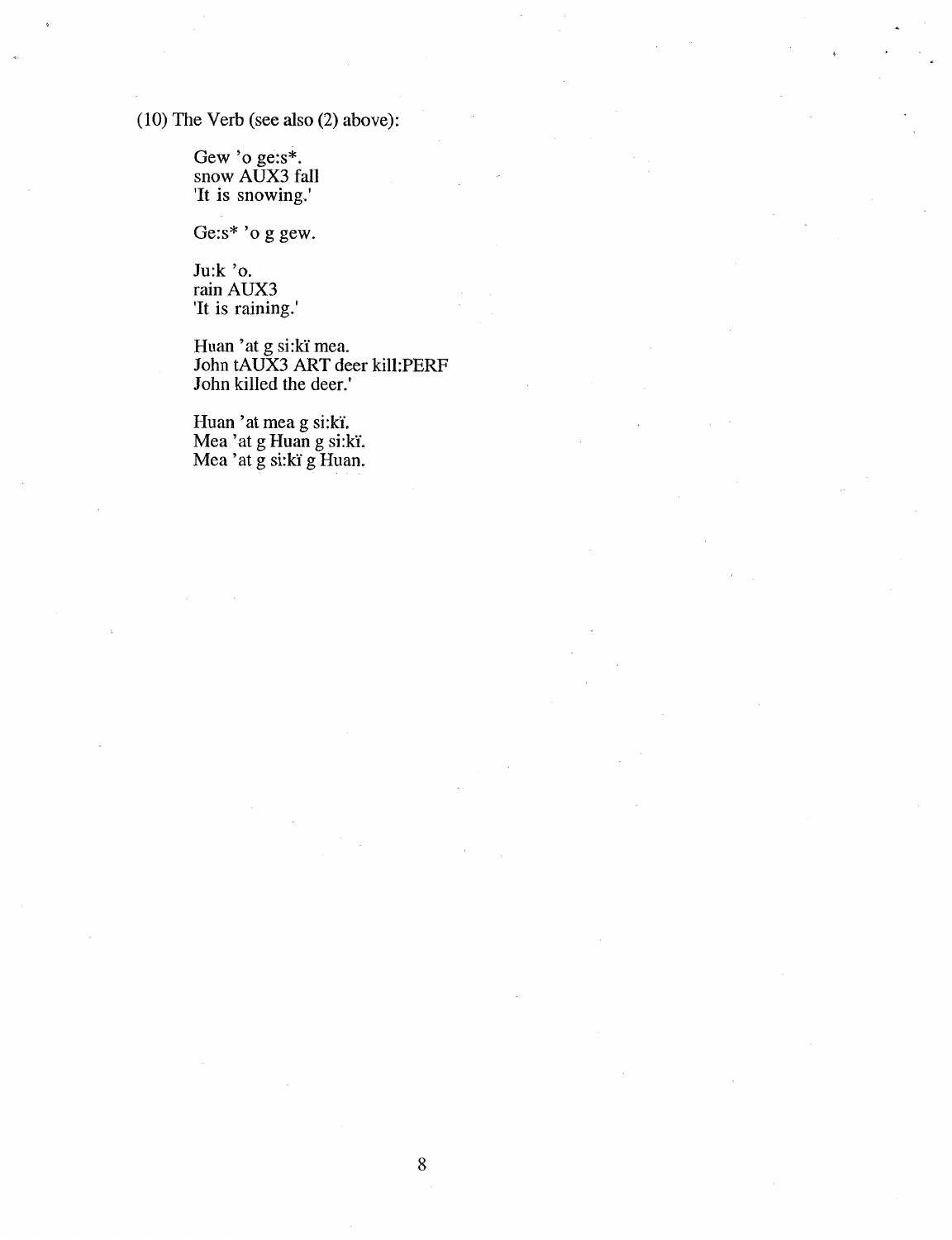(10) The Verb (see also (2) above):

Gew 'o ge:s*.
snow AUX3 fall
'It is snowing.'

Ge:s* 'o g gew.

Ju:k 'o.
rain AUX3
'It is raining.'

Huan 'at g si:kï mea.
John tAUX3 ART deer kill:PERF
John killed the deer.'

Huan 'at mea g si:kï.
Mea 'at g Huan g si:kï.
Mea 'at g si:kï g Huan.